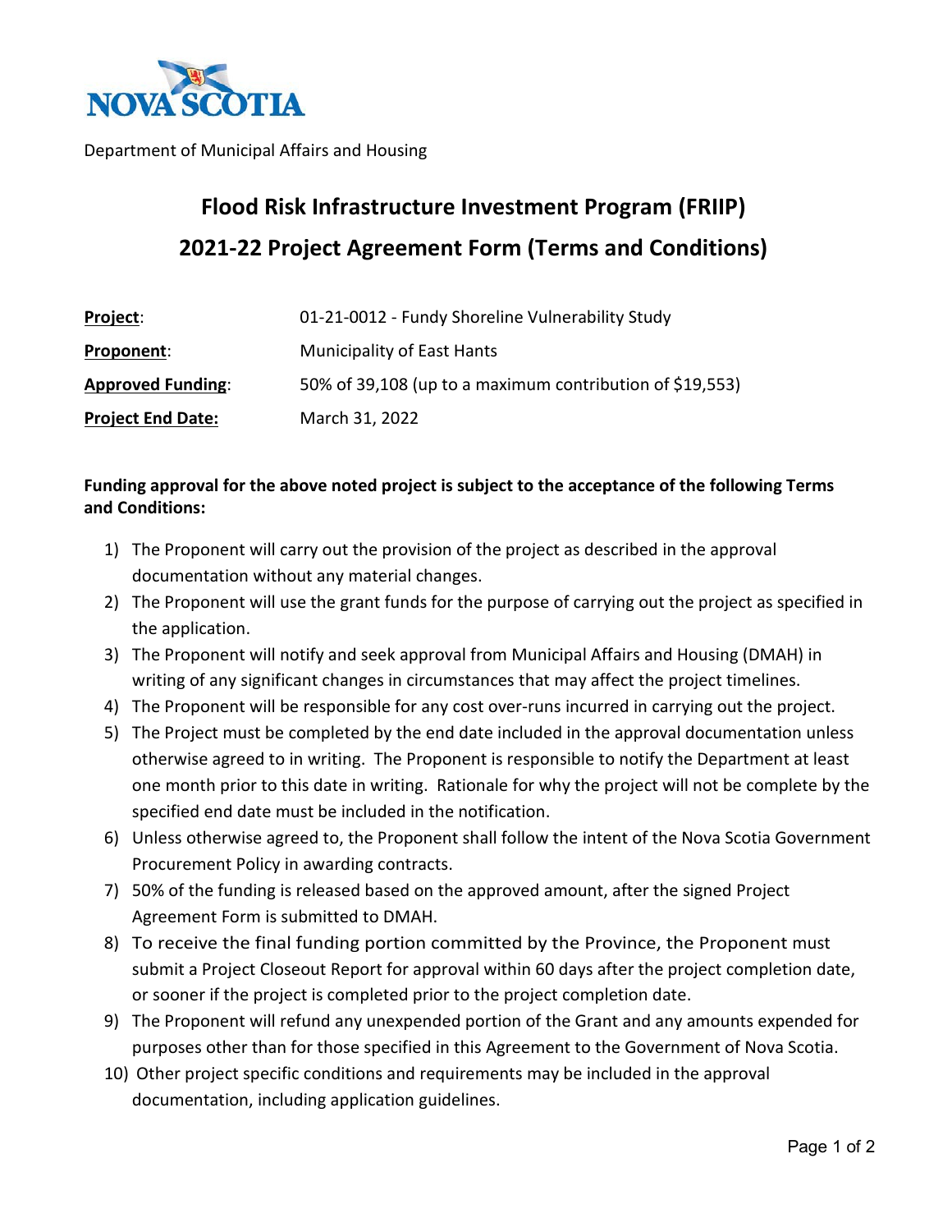NOVA SCOTIA

Department of Municipal Affairs and Housing

# Flood Risk Infrastructure Investment Program (FRIIP)

# 2021-22 Project Agreement Form (Terms and Conditions)

| | |
|---|---|
| **Project**: | 01-21-0012 - Fundy Shoreline Vulnerability Study |
| **Proponent**: | Municipality of East Hants |
| **Approved Funding**: | 50% of 39,108 (up to a maximum contribution of $19,553) |
| **Project End Date:** | March 31, 2022 |

**Funding approval for the above noted project is subject to the acceptance of the following Terms and Conditions:**

1) The Proponent will carry out the provision of the project as described in the approval documentation without any material changes.
2) The Proponent will use the grant funds for the purpose of carrying out the project as specified in the application.
3) The Proponent will notify and seek approval from Municipal Affairs and Housing (DMAH) in writing of any significant changes in circumstances that may affect the project timelines.
4) The Proponent will be responsible for any cost over-runs incurred in carrying out the project.
5) The Project must be completed by the end date included in the approval documentation unless otherwise agreed to in writing. The Proponent is responsible to notify the Department at least one month prior to this date in writing. Rationale for why the project will not be complete by the specified end date must be included in the notification.
6) Unless otherwise agreed to, the Proponent shall follow the intent of the Nova Scotia Government Procurement Policy in awarding contracts.
7) 50% of the funding is released based on the approved amount, after the signed Project Agreement Form is submitted to DMAH.
8) To receive the final funding portion committed by the Province, the Proponent must submit a Project Closeout Report for approval within 60 days after the project completion date, or sooner if the project is completed prior to the project completion date.
9) The Proponent will refund any unexpended portion of the Grant and any amounts expended for purposes other than for those specified in this Agreement to the Government of Nova Scotia.
10) Other project specific conditions and requirements may be included in the approval documentation, including application guidelines.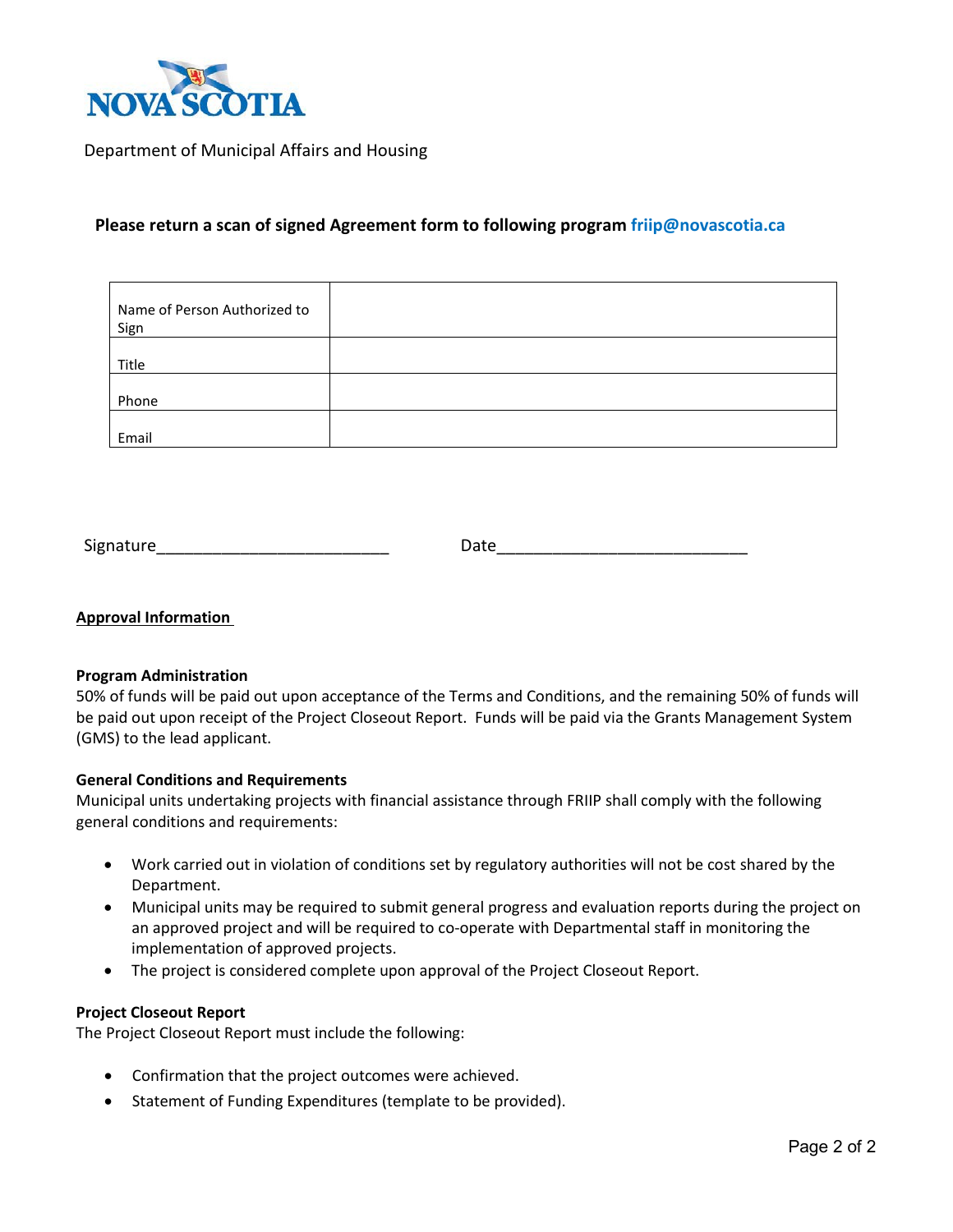NOVA SCOTIA

Department of Municipal Affairs and Housing

**Please return a scan of signed Agreement form to following program friip@novascotia.ca**

| | |
|---|---|
| Name of Person Authorized to Sign | |
| Title | |
| Phone | |
| Email | |

Signature_________________________ Date___________________________

## Approval Information

### Program Administration

50% of funds will be paid out upon acceptance of the Terms and Conditions, and the remaining 50% of funds will be paid out upon receipt of the Project Closeout Report. Funds will be paid via the Grants Management System (GMS) to the lead applicant.

### General Conditions and Requirements

Municipal units undertaking projects with financial assistance through FRIIP shall comply with the following general conditions and requirements:

- Work carried out in violation of conditions set by regulatory authorities will not be cost shared by the Department.
- Municipal units may be required to submit general progress and evaluation reports during the project on an approved project and will be required to co-operate with Departmental staff in monitoring the implementation of approved projects.
- The project is considered complete upon approval of the Project Closeout Report.

### Project Closeout Report

The Project Closeout Report must include the following:

- Confirmation that the project outcomes were achieved.
- Statement of Funding Expenditures (template to be provided).